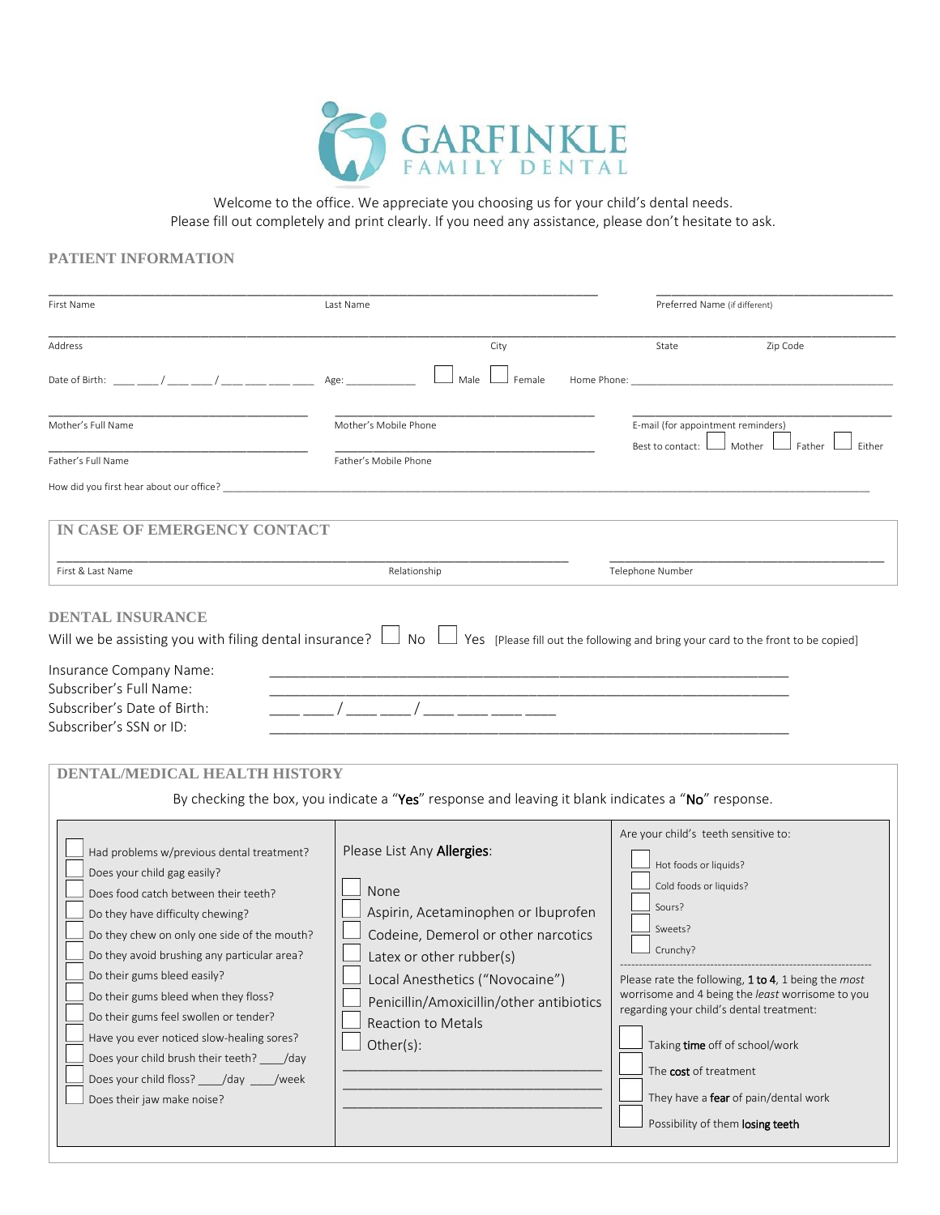# GARFINKLE FAMILY DENTAL

Welcome to the office. We appreciate you choosing us for your child's dental needs.
Please fill out completely and print clearly. If you need any assistance, please don't hesitate to ask.

## PATIENT INFORMATION

First Name ______________ Last Name ______________ Preferred Name (if different) ______________

Address ______________ City ______________ State ______________ Zip Code ______________

Date of Birth: ___ ___ / ___ ___ / ___ ___ ___ ___ Age: __________ ☐ Male ☐ Female Home Phone: ______________

Mother's Full Name ______________ Mother's Mobile Phone ______________ E-mail (for appointment reminders) ______________

Father's Full Name ______________ Father's Mobile Phone ______________ Best to contact: ☐ Mother ☐ Father ☐ Either

How did you first hear about our office? ______________

## IN CASE OF EMERGENCY CONTACT

First & Last Name ______________ Relationship ______________ Telephone Number ______________

## DENTAL INSURANCE

Will we be assisting you with filing dental insurance? ☐ No ☐ Yes [Please fill out the following and bring your card to the front to be copied]

Insurance Company Name: ______________

Subscriber's Full Name: ______________

Subscriber's Date of Birth: ___ ___ / ___ ___ / ___ ___ ___ ___

Subscriber's SSN or ID: ______________

## DENTAL/MEDICAL HEALTH HISTORY

By checking the box, you indicate a "**Yes**" response and leaving it blank indicates a "**No**" response.

- ☐ Had problems w/previous dental treatment?
- ☐ Does your child gag easily?
- ☐ Does food catch between their teeth?
- ☐ Do they have difficulty chewing?
- ☐ Do they chew on only one side of the mouth?
- ☐ Do they avoid brushing any particular area?
- ☐ Do their gums bleed easily?
- ☐ Do their gums bleed when they floss?
- ☐ Do their gums feel swollen or tender?
- ☐ Have you ever noticed slow-healing sores?
- ☐ Does your child brush their teeth? ____/day
- ☐ Does your child floss? ____/day ____/week
- ☐ Does their jaw make noise?

Please List Any **Allergies**:

- ☐ None
- ☐ Aspirin, Acetaminophen or Ibuprofen
- ☐ Codeine, Demerol or other narcotics
- ☐ Latex or other rubber(s)
- ☐ Local Anesthetics ("Novocaine")
- ☐ Penicillin/Amoxicillin/other antibiotics
- ☐ Reaction to Metals
- ☐ Other(s): ______________

Are your child's teeth sensitive to:

- ☐ Hot foods or liquids?
- ☐ Cold foods or liquids?
- ☐ Sours?
- ☐ Sweets?
- ☐ Crunchy?

Please rate the following, **1 to 4**, 1 being the *most* worrisome and 4 being the *least* worrisome to you regarding your child's dental treatment:

- ☐ Taking **time** off of school/work
- ☐ The **cost** of treatment
- ☐ They have a **fear** of pain/dental work
- ☐ Possibility of them **losing teeth**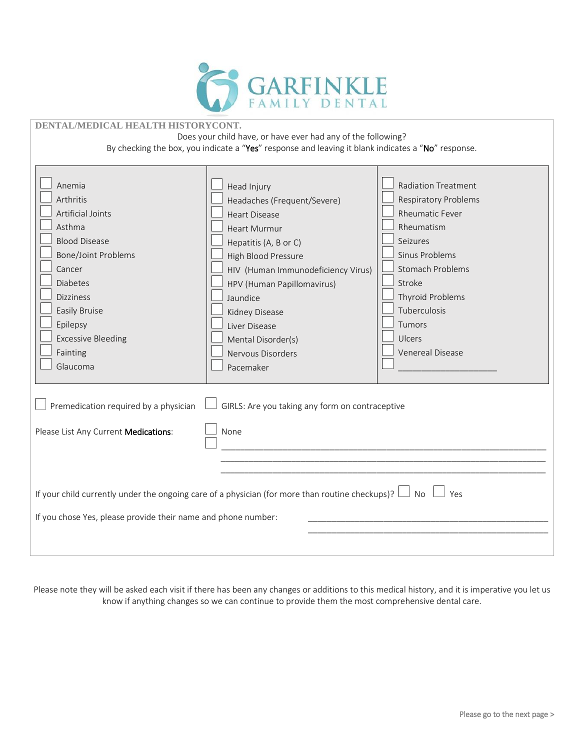# GARFINKLE FAMILY DENTAL

**DENTAL/MEDICAL HEALTH HISTORYCONT.**

Does your child have, or have ever had any of the following?

By checking the box, you indicate a "**Yes**" response and leaving it blank indicates a "**No**" response.

| | | |
|---|---|---|
| ☐ Anemia | ☐ Head Injury | ☐ Radiation Treatment |
| ☐ Arthritis | ☐ Headaches (Frequent/Severe) | ☐ Respiratory Problems |
| ☐ Artificial Joints | ☐ Heart Disease | ☐ Rheumatic Fever |
| ☐ Asthma | ☐ Heart Murmur | ☐ Rheumatism |
| ☐ Blood Disease | ☐ Hepatitis (A, B or C) | ☐ Seizures |
| ☐ Bone/Joint Problems | ☐ High Blood Pressure | ☐ Sinus Problems |
| ☐ Cancer | ☐ HIV (Human Immunodeficiency Virus) | ☐ Stomach Problems |
| ☐ Diabetes | ☐ HPV (Human Papillomavirus) | ☐ Stroke |
| ☐ Dizziness | ☐ Jaundice | ☐ Thyroid Problems |
| ☐ Easily Bruise | ☐ Kidney Disease | ☐ Tuberculosis |
| ☐ Epilepsy | ☐ Liver Disease | ☐ Tumors |
| ☐ Excessive Bleeding | ☐ Mental Disorder(s) | ☐ Ulcers |
| ☐ Fainting | ☐ Nervous Disorders | ☐ Venereal Disease |
| ☐ Glaucoma | ☐ Pacemaker | ☐ _____________________ |

☐ Premedication required by a physician ☐ GIRLS: Are you taking any form on contraceptive

Please List Any Current **Medications**: ☐ None

☐ ______________________________________________________________________

______________________________________________________________________

______________________________________________________________________

If your child currently under the ongoing care of a physician (for more than routine checkups)? ☐ No ☐ Yes

If you chose Yes, please provide their name and phone number: ______________________________________________

______________________________________________

Please note they will be asked each visit if there has been any changes or additions to this medical history, and it is imperative you let us know if anything changes so we can continue to provide them the most comprehensive dental care.

Please go to the next page >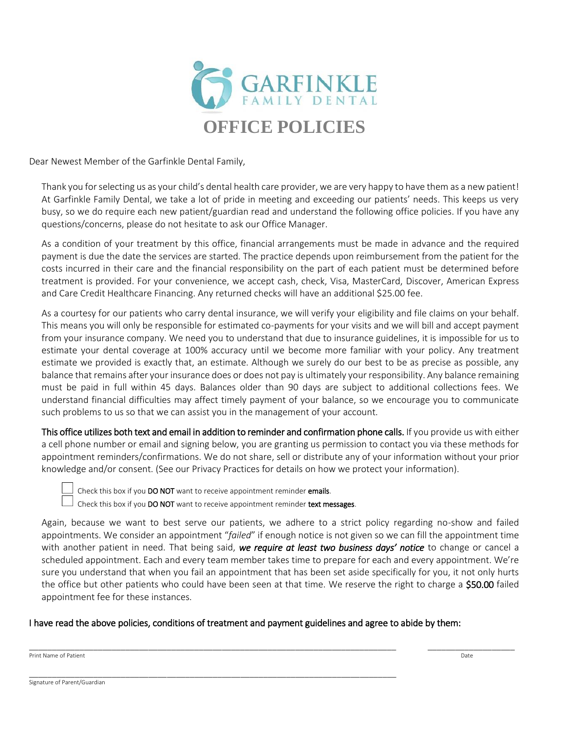GARFINKLE
FAMILY DENTAL

# OFFICE POLICIES

Dear Newest Member of the Garfinkle Dental Family,

Thank you for selecting us as your child's dental health care provider, we are very happy to have them as a new patient! At Garfinkle Family Dental, we take a lot of pride in meeting and exceeding our patients' needs. This keeps us very busy, so we do require each new patient/guardian read and understand the following office policies. If you have any questions/concerns, please do not hesitate to ask our Office Manager.

As a condition of your treatment by this office, financial arrangements must be made in advance and the required payment is due the date the services are started. The practice depends upon reimbursement from the patient for the costs incurred in their care and the financial responsibility on the part of each patient must be determined before treatment is provided. For your convenience, we accept cash, check, Visa, MasterCard, Discover, American Express and Care Credit Healthcare Financing. Any returned checks will have an additional $25.00 fee.

As a courtesy for our patients who carry dental insurance, we will verify your eligibility and file claims on your behalf. This means you will only be responsible for estimated co-payments for your visits and we will bill and accept payment from your insurance company. We need you to understand that due to insurance guidelines, it is impossible for us to estimate your dental coverage at 100% accuracy until we become more familiar with your policy. Any treatment estimate we provided is exactly that, an estimate. Although we surely do our best to be as precise as possible, any balance that remains after your insurance does or does not pay is ultimately your responsibility. Any balance remaining must be paid in full within 45 days. Balances older than 90 days are subject to additional collections fees. We understand financial difficulties may affect timely payment of your balance, so we encourage you to communicate such problems to us so that we can assist you in the management of your account.

**This office utilizes both text and email in addition to reminder and confirmation phone calls.** If you provide us with either a cell phone number or email and signing below, you are granting us permission to contact you via these methods for appointment reminders/confirmations. We do not share, sell or distribute any of your information without your prior knowledge and/or consent. (See our Privacy Practices for details on how we protect your information).

- ☐ Check this box if you **DO NOT** want to receive appointment reminder **emails**.
- ☐ Check this box if you **DO NOT** want to receive appointment reminder **text messages**.

Again, because we want to best serve our patients, we adhere to a strict policy regarding no-show and failed appointments. We consider an appointment "*failed*" if enough notice is not given so we can fill the appointment time with another patient in need. That being said, ***we require at least two business days' notice*** to change or cancel a scheduled appointment. Each and every team member takes time to prepare for each and every appointment. We're sure you understand that when you fail an appointment that has been set aside specifically for you, it not only hurts the office but other patients who could have been seen at that time. We reserve the right to charge a **$50.00** failed appointment fee for these instances.

I have read the above policies, conditions of treatment and payment guidelines and agree to abide by them:

_______________________________________________ &nbsp;&nbsp;&nbsp; ____________________

Print Name of Patient &nbsp;&nbsp;&nbsp; Date

_______________________________________________

Signature of Parent/Guardian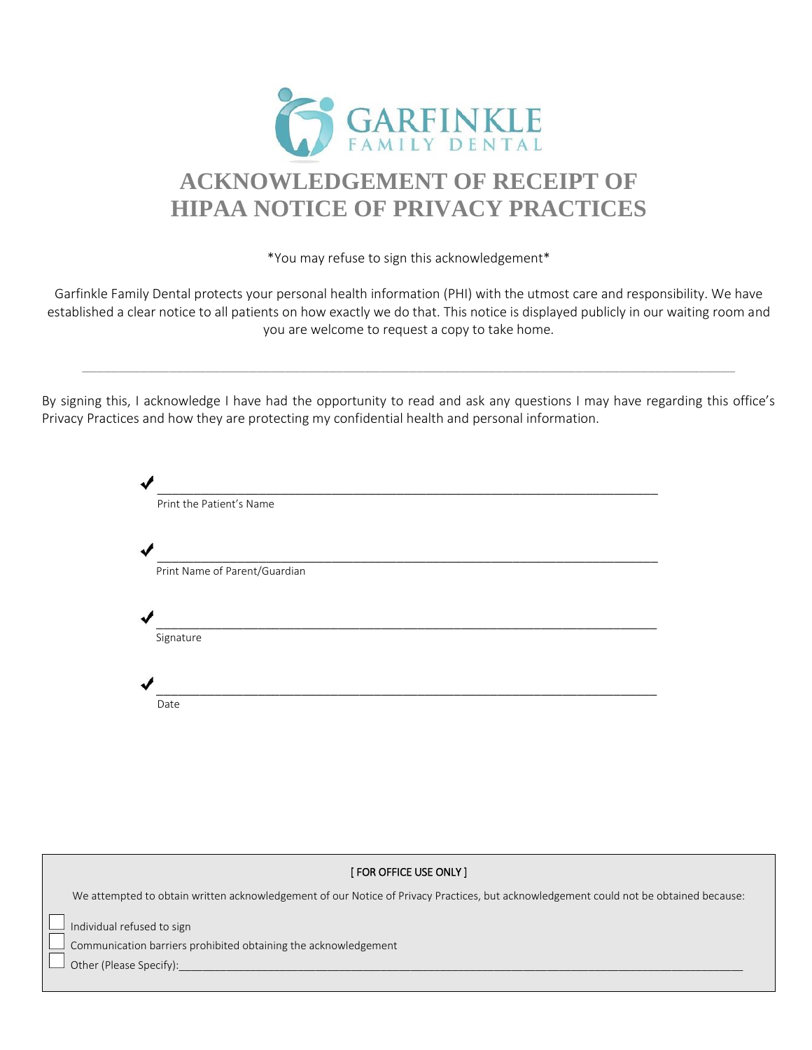GARFINKLE
FAMILY DENTAL

# ACKNOWLEDGEMENT OF RECEIPT OF HIPAA NOTICE OF PRIVACY PRACTICES

*You may refuse to sign this acknowledgement*

Garfinkle Family Dental protects your personal health information (PHI) with the utmost care and responsibility. We have established a clear notice to all patients on how exactly we do that. This notice is displayed publicly in our waiting room and you are welcome to request a copy to take home.

---

By signing this, I acknowledge I have had the opportunity to read and ask any questions I may have regarding this office's Privacy Practices and how they are protecting my confidential health and personal information.

✔ ______________________________________________________________________
Print the Patient's Name

✔ ______________________________________________________________________
Print Name of Parent/Guardian

✔ ______________________________________________________________________
Signature

✔ ______________________________________________________________________
Date

[ FOR OFFICE USE ONLY ]

We attempted to obtain written acknowledgement of our Notice of Privacy Practices, but acknowledgement could not be obtained because:

☐ Individual refused to sign

☐ Communication barriers prohibited obtaining the acknowledgement

☐ Other (Please Specify):______________________________________________________________________